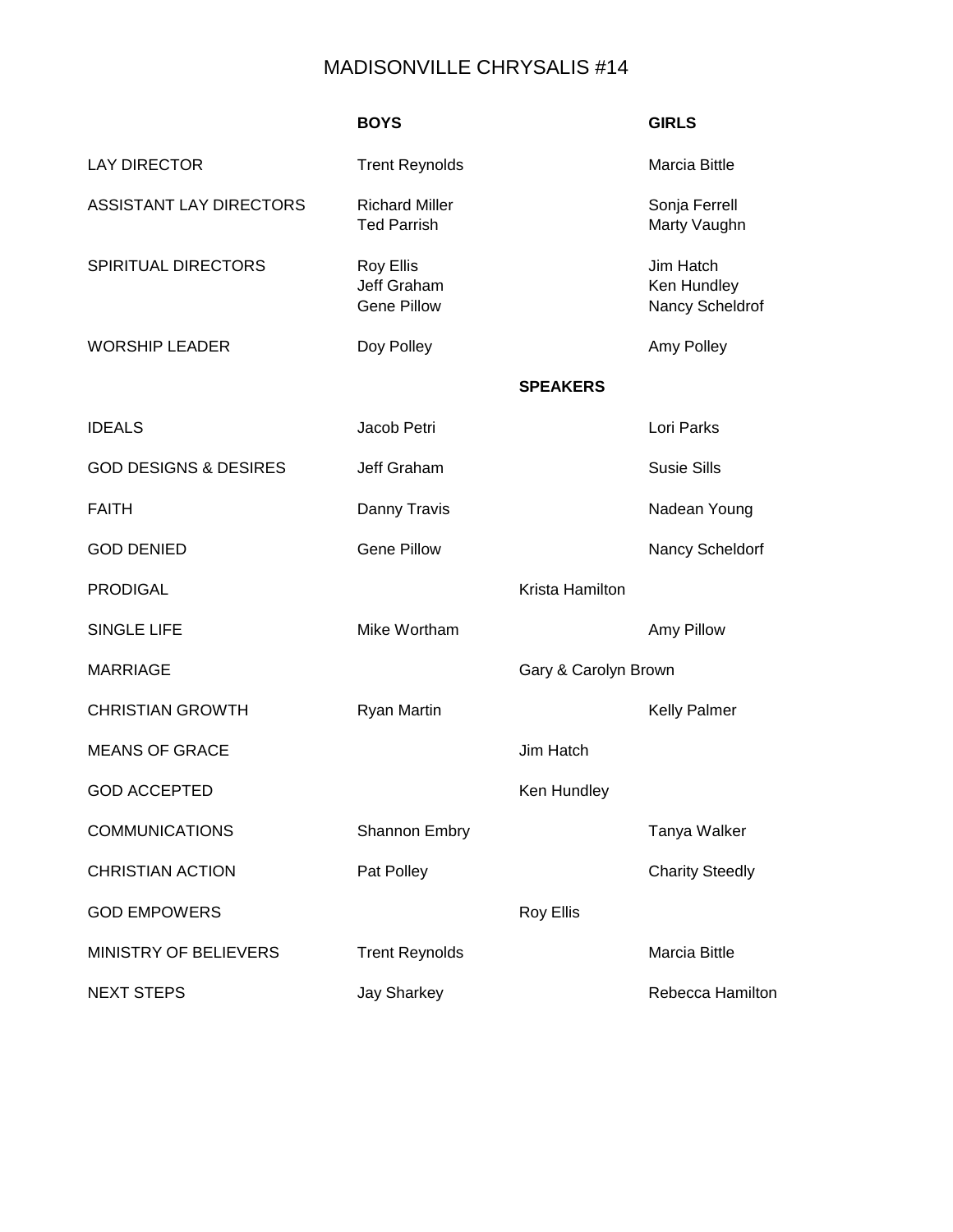# MADISONVILLE CHRYSALIS #14

| | BOYS | | GIRLS |
|---|---|---|---|
| LAY DIRECTOR | Trent Reynolds | | Marcia Bittle |
| ASSISTANT LAY DIRECTORS | Richard Miller<br>Ted Parrish | | Sonja Ferrell<br>Marty Vaughn |
| SPIRITUAL DIRECTORS | Roy Ellis<br>Jeff Graham<br>Gene Pillow | | Jim Hatch<br>Ken Hundley<br>Nancy Scheldrof |
| WORSHIP LEADER | Doy Polley | | Amy Polley |
| | | **SPEAKERS** | |
| IDEALS | Jacob Petri | | Lori Parks |
| GOD DESIGNS & DESIRES | Jeff Graham | | Susie Sills |
| FAITH | Danny Travis | | Nadean Young |
| GOD DENIED | Gene Pillow | | Nancy Scheldorf |
| PRODIGAL | | Krista Hamilton | |
| SINGLE LIFE | Mike Wortham | | Amy Pillow |
| MARRIAGE | | Gary & Carolyn Brown | |
| CHRISTIAN GROWTH | Ryan Martin | | Kelly Palmer |
| MEANS OF GRACE | | Jim Hatch | |
| GOD ACCEPTED | | Ken Hundley | |
| COMMUNICATIONS | Shannon Embry | | Tanya Walker |
| CHRISTIAN ACTION | Pat Polley | | Charity Steedly |
| GOD EMPOWERS | | Roy Ellis | |
| MINISTRY OF BELIEVERS | Trent Reynolds | | Marcia Bittle |
| NEXT STEPS | Jay Sharkey | | Rebecca Hamilton |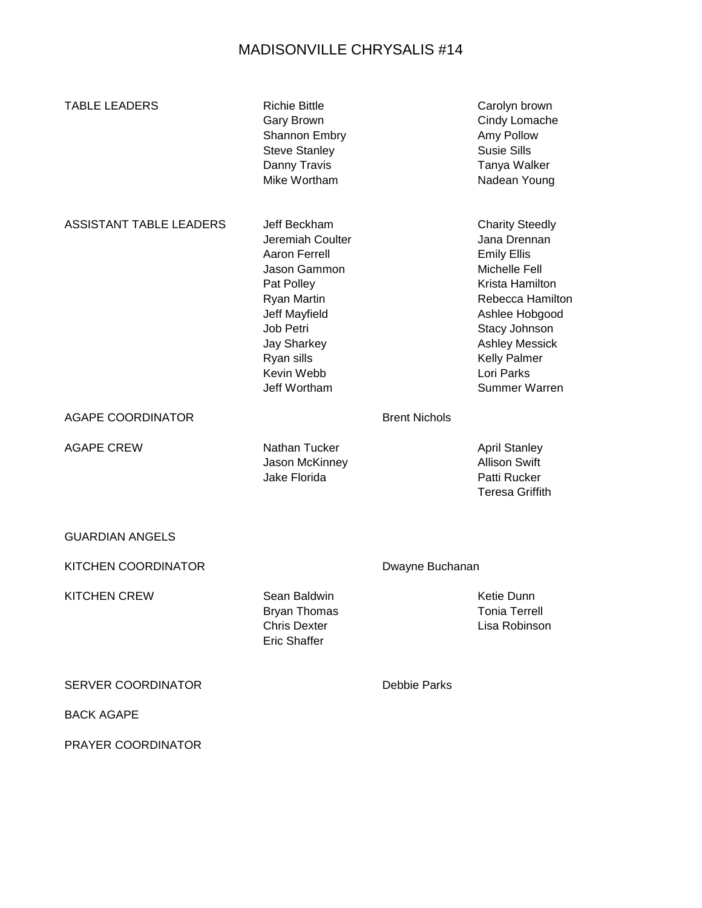# MADISONVILLE CHRYSALIS #14

| | | | |
|---|---|---|---|
| TABLE LEADERS | Richie Bittle<br>Gary Brown<br>Shannon Embry<br>Steve Stanley<br>Danny Travis<br>Mike Wortham | | Carolyn brown<br>Cindy Lomache<br>Amy Pollow<br>Susie Sills<br>Tanya Walker<br>Nadean Young |
| ASSISTANT TABLE LEADERS | Jeff Beckham<br>Jeremiah Coulter<br>Aaron Ferrell<br>Jason Gammon<br>Pat Polley<br>Ryan Martin<br>Jeff Mayfield<br>Job Petri<br>Jay Sharkey<br>Ryan sills<br>Kevin Webb<br>Jeff Wortham | | Charity Steedly<br>Jana Drennan<br>Emily Ellis<br>Michelle Fell<br>Krista Hamilton<br>Rebecca Hamilton<br>Ashlee Hobgood<br>Stacy Johnson<br>Ashley Messick<br>Kelly Palmer<br>Lori Parks<br>Summer Warren |
| AGAPE COORDINATOR | | Brent Nichols | |
| AGAPE CREW | Nathan Tucker<br>Jason McKinney<br>Jake Florida | | April Stanley<br>Allison Swift<br>Patti Rucker<br>Teresa Griffith |
| GUARDIAN ANGELS | | | |
| KITCHEN COORDINATOR | | Dwayne Buchanan | |
| KITCHEN CREW | Sean Baldwin<br>Bryan Thomas<br>Chris Dexter<br>Eric Shaffer | | Ketie Dunn<br>Tonia Terrell<br>Lisa Robinson |
| SERVER COORDINATOR | | Debbie Parks | |
| BACK AGAPE | | | |
| PRAYER COORDINATOR | | | |